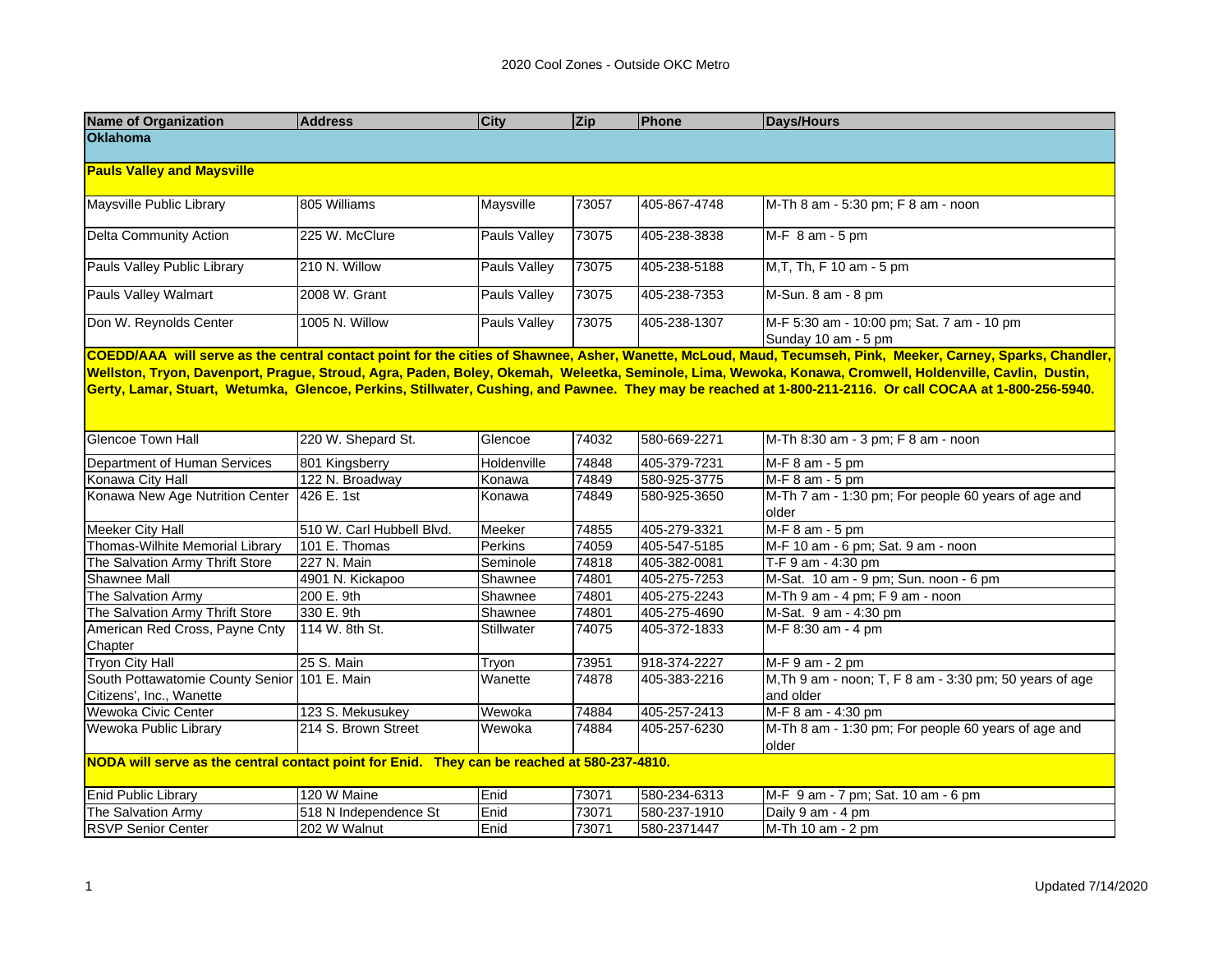# 2020 Cool Zones - Outside OKC Metro

| Name of Organization | Address | City | Zip | Phone | Days/Hours |
|---|---|---|---|---|---|
| **Oklahoma** | | | | | |
| **Pauls Valley and Maysville** | | | | | |
| Maysville Public Library | 805 Williams | Maysville | 73057 | 405-867-4748 | M-Th 8 am - 5:30 pm; F 8 am - noon |
| Delta Community Action | 225 W. McClure | Pauls Valley | 73075 | 405-238-3838 | M-F 8 am - 5 pm |
| Pauls Valley Public Library | 210 N. Willow | Pauls Valley | 73075 | 405-238-5188 | M,T, Th, F 10 am - 5 pm |
| Pauls Valley Walmart | 2008 W. Grant | Pauls Valley | 73075 | 405-238-7353 | M-Sun. 8 am - 8 pm |
| Don W. Reynolds Center | 1005 N. Willow | Pauls Valley | 73075 | 405-238-1307 | M-F 5:30 am - 10:00 pm; Sat. 7 am - 10 pm Sunday 10 am - 5 pm |
| **COEDD/AAA will serve as the central contact point for the cities of Shawnee, Asher, Wanette, McLoud, Maud, Tecumseh, Pink, Meeker, Carney, Sparks, Chandler, Wellston, Tryon, Davenport, Prague, Stroud, Agra, Paden, Boley, Okemah, Weleetka, Seminole, Lima, Wewoka, Konawa, Cromwell, Holdenville, Cavlin, Dustin, Gerty, Lamar, Stuart, Wetumka, Glencoe, Perkins, Stillwater, Cushing, and Pawnee. They may be reached at 1-800-211-2116. Or call COCAA at 1-800-256-5940.** | | | | | |
| Glencoe Town Hall | 220 W. Shepard St. | Glencoe | 74032 | 580-669-2271 | M-Th 8:30 am - 3 pm; F 8 am - noon |
| Department of Human Services | 801 Kingsberry | Holdenville | 74848 | 405-379-7231 | M-F 8 am - 5 pm |
| Konawa City Hall | 122 N. Broadway | Konawa | 74849 | 580-925-3775 | M-F 8 am - 5 pm |
| Konawa New Age Nutrition Center | 426 E. 1st | Konawa | 74849 | 580-925-3650 | M-Th 7 am - 1:30 pm; For people 60 years of age and older |
| Meeker City Hall | 510 W. Carl Hubbell Blvd. | Meeker | 74855 | 405-279-3321 | M-F 8 am - 5 pm |
| Thomas-Wilhite Memorial Library | 101 E. Thomas | Perkins | 74059 | 405-547-5185 | M-F 10 am - 6 pm; Sat. 9 am - noon |
| The Salvation Army Thrift Store | 227 N. Main | Seminole | 74818 | 405-382-0081 | T-F 9 am - 4:30 pm |
| Shawnee Mall | 4901 N. Kickapoo | Shawnee | 74801 | 405-275-7253 | M-Sat. 10 am - 9 pm; Sun. noon - 6 pm |
| The Salvation Army | 200 E. 9th | Shawnee | 74801 | 405-275-2243 | M-Th 9 am - 4 pm; F 9 am - noon |
| The Salvation Army Thrift Store | 330 E. 9th | Shawnee | 74801 | 405-275-4690 | M-Sat. 9 am - 4:30 pm |
| American Red Cross, Payne Cnty Chapter | 114 W. 8th St. | Stillwater | 74075 | 405-372-1833 | M-F 8:30 am - 4 pm |
| Tryon City Hall | 25 S. Main | Tryon | 73951 | 918-374-2227 | M-F 9 am - 2 pm |
| South Pottawatomie County Senior Citizens', Inc., Wanette | 101 E. Main | Wanette | 74878 | 405-383-2216 | M,Th 9 am - noon; T, F 8 am - 3:30 pm; 50 years of age and older |
| Wewoka Civic Center | 123 S. Mekusukey | Wewoka | 74884 | 405-257-2413 | M-F 8 am - 4:30 pm |
| Wewoka Public Library | 214 S. Brown Street | Wewoka | 74884 | 405-257-6230 | M-Th 8 am - 1:30 pm; For people 60 years of age and older |
| **NODA will serve as the central contact point for Enid. They can be reached at 580-237-4810.** | | | | | |
| Enid Public Library | 120 W Maine | Enid | 73071 | 580-234-6313 | M-F 9 am - 7 pm; Sat. 10 am - 6 pm |
| The Salvation Army | 518 N Independence St | Enid | 73071 | 580-237-1910 | Daily 9 am - 4 pm |
| RSVP Senior Center | 202 W Walnut | Enid | 73071 | 580-2371447 | M-Th 10 am - 2 pm |

Updated 7/14/2020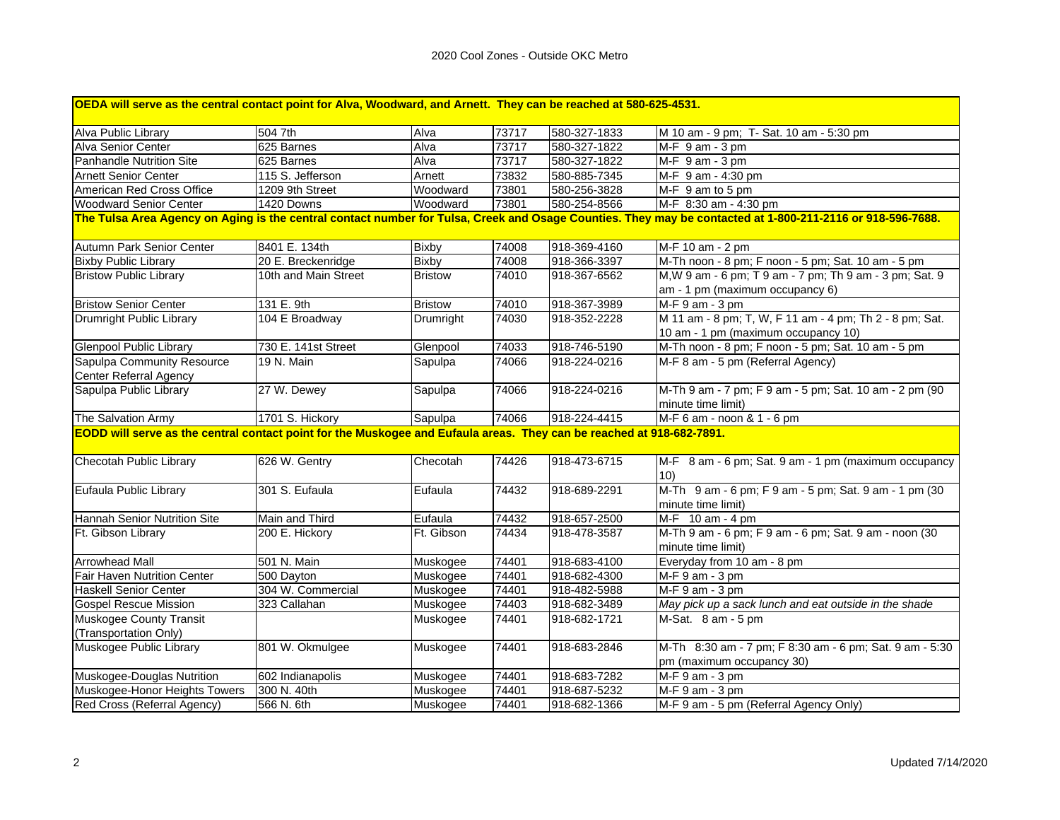# 2020 Cool Zones - Outside OKC Metro

| **OEDA will serve as the central contact point for Alva, Woodward, and Arnett. They can be reached at 580-625-4531.** | | | | | |
|---|---|---|---|---|---|
| Alva Public Library | 504 7th | Alva | 73717 | 580-327-1833 | M 10 am - 9 pm; T- Sat. 10 am - 5:30 pm |
| Alva Senior Center | 625 Barnes | Alva | 73717 | 580-327-1822 | M-F 9 am - 3 pm |
| Panhandle Nutrition Site | 625 Barnes | Alva | 73717 | 580-327-1822 | M-F 9 am - 3 pm |
| Arnett Senior Center | 115 S. Jefferson | Arnett | 73832 | 580-885-7345 | M-F 9 am - 4:30 pm |
| American Red Cross Office | 1209 9th Street | Woodward | 73801 | 580-256-3828 | M-F 9 am to 5 pm |
| Woodward Senior Center | 1420 Downs | Woodward | 73801 | 580-254-8566 | M-F 8:30 am - 4:30 pm |
| **The Tulsa Area Agency on Aging is the central contact number for Tulsa, Creek and Osage Counties. They may be contacted at 1-800-211-2116 or 918-596-7688.** | | | | | |
| Autumn Park Senior Center | 8401 E. 134th | Bixby | 74008 | 918-369-4160 | M-F 10 am - 2 pm |
| Bixby Public Library | 20 E. Breckenridge | Bixby | 74008 | 918-366-3397 | M-Th noon - 8 pm; F noon - 5 pm; Sat. 10 am - 5 pm |
| Bristow Public Library | 10th and Main Street | Bristow | 74010 | 918-367-6562 | M,W 9 am - 6 pm; T 9 am - 7 pm; Th 9 am - 3 pm; Sat. 9 am - 1 pm (maximum occupancy 6) |
| Bristow Senior Center | 131 E. 9th | Bristow | 74010 | 918-367-3989 | M-F 9 am - 3 pm |
| Drumright Public Library | 104 E Broadway | Drumright | 74030 | 918-352-2228 | M 11 am - 8 pm; T, W, F 11 am - 4 pm; Th 2 - 8 pm; Sat. 10 am - 1 pm (maximum occupancy 10) |
| Glenpool Public Library | 730 E. 141st Street | Glenpool | 74033 | 918-746-5190 | M-Th noon - 8 pm; F noon - 5 pm; Sat. 10 am - 5 pm |
| Sapulpa Community Resource Center Referral Agency | 19 N. Main | Sapulpa | 74066 | 918-224-0216 | M-F 8 am - 5 pm (Referral Agency) |
| Sapulpa Public Library | 27 W. Dewey | Sapulpa | 74066 | 918-224-0216 | M-Th 9 am - 7 pm; F 9 am - 5 pm; Sat. 10 am - 2 pm (90 minute time limit) |
| The Salvation Army | 1701 S. Hickory | Sapulpa | 74066 | 918-224-4415 | M-F 6 am - noon & 1 - 6 pm |
| **EODD will serve as the central contact point for the Muskogee and Eufaula areas. They can be reached at 918-682-7891.** | | | | | |
| Checotah Public Library | 626 W. Gentry | Checotah | 74426 | 918-473-6715 | M-F 8 am - 6 pm; Sat. 9 am - 1 pm (maximum occupancy 10) |
| Eufaula Public Library | 301 S. Eufaula | Eufaula | 74432 | 918-689-2291 | M-Th 9 am - 6 pm; F 9 am - 5 pm; Sat. 9 am - 1 pm (30 minute time limit) |
| Hannah Senior Nutrition Site | Main and Third | Eufaula | 74432 | 918-657-2500 | M-F 10 am - 4 pm |
| Ft. Gibson Library | 200 E. Hickory | Ft. Gibson | 74434 | 918-478-3587 | M-Th 9 am - 6 pm; F 9 am - 6 pm; Sat. 9 am - noon (30 minute time limit) |
| Arrowhead Mall | 501 N. Main | Muskogee | 74401 | 918-683-4100 | Everyday from 10 am - 8 pm |
| Fair Haven Nutrition Center | 500 Dayton | Muskogee | 74401 | 918-682-4300 | M-F 9 am - 3 pm |
| Haskell Senior Center | 304 W. Commercial | Muskogee | 74401 | 918-482-5988 | M-F 9 am - 3 pm |
| Gospel Rescue Mission | 323 Callahan | Muskogee | 74403 | 918-682-3489 | *May pick up a sack lunch and eat outside in the shade* |
| Muskogee County Transit (Transportation Only) | | Muskogee | 74401 | 918-682-1721 | M-Sat. 8 am - 5 pm |
| Muskogee Public Library | 801 W. Okmulgee | Muskogee | 74401 | 918-683-2846 | M-Th 8:30 am - 7 pm; F 8:30 am - 6 pm; Sat. 9 am - 5:30 pm (maximum occupancy 30) |
| Muskogee-Douglas Nutrition | 602 Indianapolis | Muskogee | 74401 | 918-683-7282 | M-F 9 am - 3 pm |
| Muskogee-Honor Heights Towers | 300 N. 40th | Muskogee | 74401 | 918-687-5232 | M-F 9 am - 3 pm |
| Red Cross (Referral Agency) | 566 N. 6th | Muskogee | 74401 | 918-682-1366 | M-F 9 am - 5 pm (Referral Agency Only) |

Updated 7/14/2020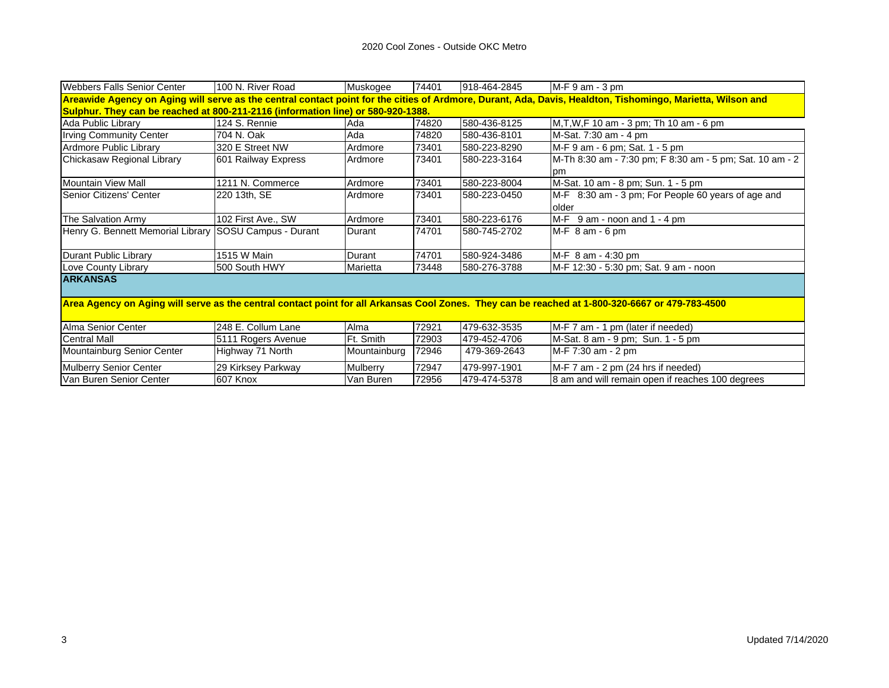| | | | | | |
|---|---|---|---|---|---|
| Webbers Falls Senior Center | 100 N. River Road | Muskogee | 74401 | 918-464-2845 | M-F 9 am - 3 pm |
| **Areawide Agency on Aging will serve as the central contact point for the cities of Ardmore, Durant, Ada, Davis, Healdton, Tishomingo, Marietta, Wilson and Sulphur. They can be reached at 800-211-2116 (information line) or 580-920-1388.** | | | | | |
| Ada Public Library | 124 S. Rennie | Ada | 74820 | 580-436-8125 | M,T,W,F 10 am - 3 pm; Th 10 am - 6 pm |
| Irving Community Center | 704 N. Oak | Ada | 74820 | 580-436-8101 | M-Sat. 7:30 am - 4 pm |
| Ardmore Public Library | 320 E Street NW | Ardmore | 73401 | 580-223-8290 | M-F 9 am - 6 pm; Sat. 1 - 5 pm |
| Chickasaw Regional Library | 601 Railway Express | Ardmore | 73401 | 580-223-3164 | M-Th 8:30 am - 7:30 pm; F 8:30 am - 5 pm; Sat. 10 am - 2 pm |
| Mountain View Mall | 1211 N. Commerce | Ardmore | 73401 | 580-223-8004 | M-Sat. 10 am - 8 pm; Sun. 1 - 5 pm |
| Senior Citizens' Center | 220 13th, SE | Ardmore | 73401 | 580-223-0450 | M-F 8:30 am - 3 pm; For People 60 years of age and older |
| The Salvation Army | 102 First Ave., SW | Ardmore | 73401 | 580-223-6176 | M-F 9 am - noon and 1 - 4 pm |
| Henry G. Bennett Memorial Library | SOSU Campus - Durant | Durant | 74701 | 580-745-2702 | M-F 8 am - 6 pm |
| Durant Public Library | 1515 W Main | Durant | 74701 | 580-924-3486 | M-F 8 am - 4:30 pm |
| Love County Library | 500 South HWY | Marietta | 73448 | 580-276-3788 | M-F 12:30 - 5:30 pm; Sat. 9 am - noon |
| **ARKANSAS** | | | | | |
| **Area Agency on Aging will serve as the central contact point for all Arkansas Cool Zones. They can be reached at 1-800-320-6667 or 479-783-4500** | | | | | |
| Alma Senior Center | 248 E. Collum Lane | Alma | 72921 | 479-632-3535 | M-F 7 am - 1 pm (later if needed) |
| Central Mall | 5111 Rogers Avenue | Ft. Smith | 72903 | 479-452-4706 | M-Sat. 8 am - 9 pm; Sun. 1 - 5 pm |
| Mountainburg Senior Center | Highway 71 North | Mountainburg | 72946 | 479-369-2643 | M-F 7:30 am - 2 pm |
| Mulberry Senior Center | 29 Kirksey Parkway | Mulberry | 72947 | 479-997-1901 | M-F 7 am - 2 pm (24 hrs if needed) |
| Van Buren Senior Center | 607 Knox | Van Buren | 72956 | 479-474-5378 | 8 am and will remain open if reaches 100 degrees |